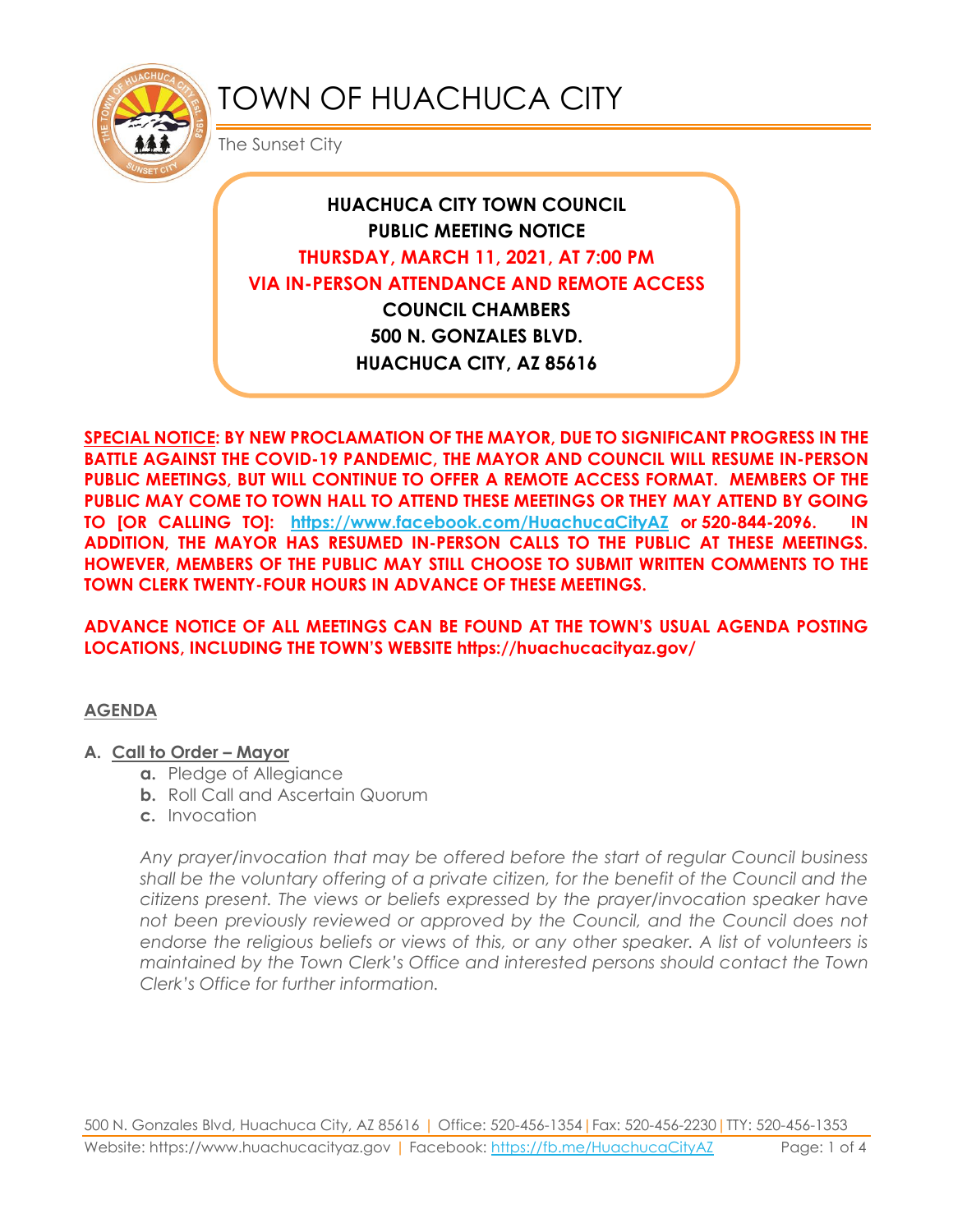# TOWN OF HUACHUCA CITY

The Sunset City

**HUACHUCA CITY TOWN COUNCIL**
**PUBLIC MEETING NOTICE**
**THURSDAY, MARCH 11, 2021, AT 7:00 PM**
**VIA IN-PERSON ATTENDANCE AND REMOTE ACCESS**
**COUNCIL CHAMBERS**
**500 N. GONZALES BLVD.**
**HUACHUCA CITY, AZ 85616**

**SPECIAL NOTICE: BY NEW PROCLAMATION OF THE MAYOR, DUE TO SIGNIFICANT PROGRESS IN THE BATTLE AGAINST THE COVID-19 PANDEMIC, THE MAYOR AND COUNCIL WILL RESUME IN-PERSON PUBLIC MEETINGS, BUT WILL CONTINUE TO OFFER A REMOTE ACCESS FORMAT. MEMBERS OF THE PUBLIC MAY COME TO TOWN HALL TO ATTEND THESE MEETINGS OR THEY MAY ATTEND BY GOING TO [OR CALLING TO]: https://www.facebook.com/HuachucaCityAZ or 520-844-2096. IN ADDITION, THE MAYOR HAS RESUMED IN-PERSON CALLS TO THE PUBLIC AT THESE MEETINGS. HOWEVER, MEMBERS OF THE PUBLIC MAY STILL CHOOSE TO SUBMIT WRITTEN COMMENTS TO THE TOWN CLERK TWENTY-FOUR HOURS IN ADVANCE OF THESE MEETINGS.**

**ADVANCE NOTICE OF ALL MEETINGS CAN BE FOUND AT THE TOWN'S USUAL AGENDA POSTING LOCATIONS, INCLUDING THE TOWN'S WEBSITE https://huachucacityaz.gov/**

## AGENDA

**A. Call to Order – Mayor**

- **a.** Pledge of Allegiance
- **b.** Roll Call and Ascertain Quorum
- **c.** Invocation

*Any prayer/invocation that may be offered before the start of regular Council business shall be the voluntary offering of a private citizen, for the benefit of the Council and the citizens present. The views or beliefs expressed by the prayer/invocation speaker have not been previously reviewed or approved by the Council, and the Council does not endorse the religious beliefs or views of this, or any other speaker. A list of volunteers is maintained by the Town Clerk's Office and interested persons should contact the Town Clerk's Office for further information.*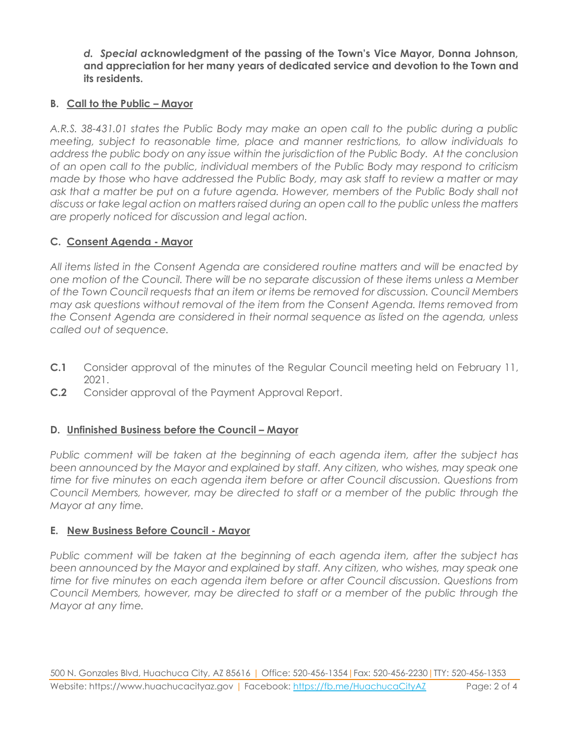***d. Special a*cknowledgment of the passing of the Town's Vice Mayor, Donna Johnson, and appreciation for her many years of dedicated service and devotion to the Town and its residents.**

## B. Call to the Public – Mayor

*A.R.S. 38-431.01 states the Public Body may make an open call to the public during a public meeting, subject to reasonable time, place and manner restrictions, to allow individuals to address the public body on any issue within the jurisdiction of the Public Body. At the conclusion of an open call to the public, individual members of the Public Body may respond to criticism made by those who have addressed the Public Body, may ask staff to review a matter or may ask that a matter be put on a future agenda. However, members of the Public Body shall not discuss or take legal action on matters raised during an open call to the public unless the matters are properly noticed for discussion and legal action.*

## C. Consent Agenda - Mayor

*All items listed in the Consent Agenda are considered routine matters and will be enacted by one motion of the Council. There will be no separate discussion of these items unless a Member of the Town Council requests that an item or items be removed for discussion. Council Members may ask questions without removal of the item from the Consent Agenda. Items removed from the Consent Agenda are considered in their normal sequence as listed on the agenda, unless called out of sequence.*

**C.1** Consider approval of the minutes of the Regular Council meeting held on February 11, 2021.

**C.2** Consider approval of the Payment Approval Report.

## D. Unfinished Business before the Council – Mayor

*Public comment will be taken at the beginning of each agenda item, after the subject has been announced by the Mayor and explained by staff. Any citizen, who wishes, may speak one time for five minutes on each agenda item before or after Council discussion. Questions from Council Members, however, may be directed to staff or a member of the public through the Mayor at any time.*

## E. New Business Before Council - Mayor

*Public comment will be taken at the beginning of each agenda item, after the subject has been announced by the Mayor and explained by staff. Any citizen, who wishes, may speak one time for five minutes on each agenda item before or after Council discussion. Questions from Council Members, however, may be directed to staff or a member of the public through the Mayor at any time.*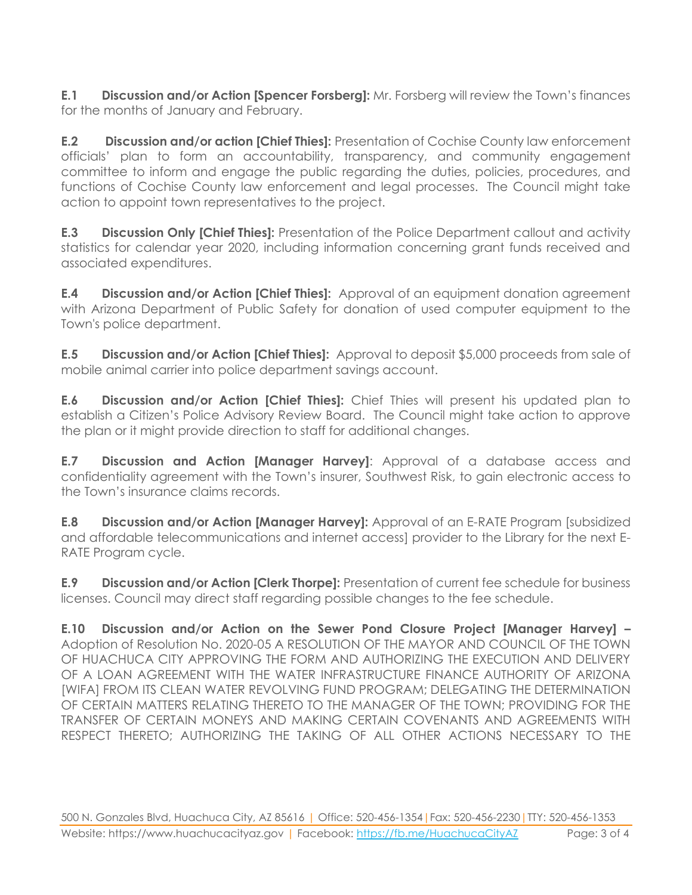**E.1 Discussion and/or Action [Spencer Forsberg]:** Mr. Forsberg will review the Town's finances for the months of January and February.

**E.2 Discussion and/or action [Chief Thies]:** Presentation of Cochise County law enforcement officials' plan to form an accountability, transparency, and community engagement committee to inform and engage the public regarding the duties, policies, procedures, and functions of Cochise County law enforcement and legal processes. The Council might take action to appoint town representatives to the project.

**E.3 Discussion Only [Chief Thies]:** Presentation of the Police Department callout and activity statistics for calendar year 2020, including information concerning grant funds received and associated expenditures.

**E.4 Discussion and/or Action [Chief Thies]:** Approval of an equipment donation agreement with Arizona Department of Public Safety for donation of used computer equipment to the Town's police department.

**E.5 Discussion and/or Action [Chief Thies]:** Approval to deposit $5,000 proceeds from sale of mobile animal carrier into police department savings account.

**E.6 Discussion and/or Action [Chief Thies]:** Chief Thies will present his updated plan to establish a Citizen's Police Advisory Review Board. The Council might take action to approve the plan or it might provide direction to staff for additional changes.

**E.7 Discussion and Action [Manager Harvey]**: Approval of a database access and confidentiality agreement with the Town's insurer, Southwest Risk, to gain electronic access to the Town's insurance claims records.

**E.8 Discussion and/or Action [Manager Harvey]:** Approval of an E-RATE Program [subsidized and affordable telecommunications and internet access] provider to the Library for the next E-RATE Program cycle.

**E.9 Discussion and/or Action [Clerk Thorpe]:** Presentation of current fee schedule for business licenses. Council may direct staff regarding possible changes to the fee schedule.

**E.10 Discussion and/or Action on the Sewer Pond Closure Project [Manager Harvey] –** Adoption of Resolution No. 2020-05 A RESOLUTION OF THE MAYOR AND COUNCIL OF THE TOWN OF HUACHUCA CITY APPROVING THE FORM AND AUTHORIZING THE EXECUTION AND DELIVERY OF A LOAN AGREEMENT WITH THE WATER INFRASTRUCTURE FINANCE AUTHORITY OF ARIZONA [WIFA] FROM ITS CLEAN WATER REVOLVING FUND PROGRAM; DELEGATING THE DETERMINATION OF CERTAIN MATTERS RELATING THERETO TO THE MANAGER OF THE TOWN; PROVIDING FOR THE TRANSFER OF CERTAIN MONEYS AND MAKING CERTAIN COVENANTS AND AGREEMENTS WITH RESPECT THERETO; AUTHORIZING THE TAKING OF ALL OTHER ACTIONS NECESSARY TO THE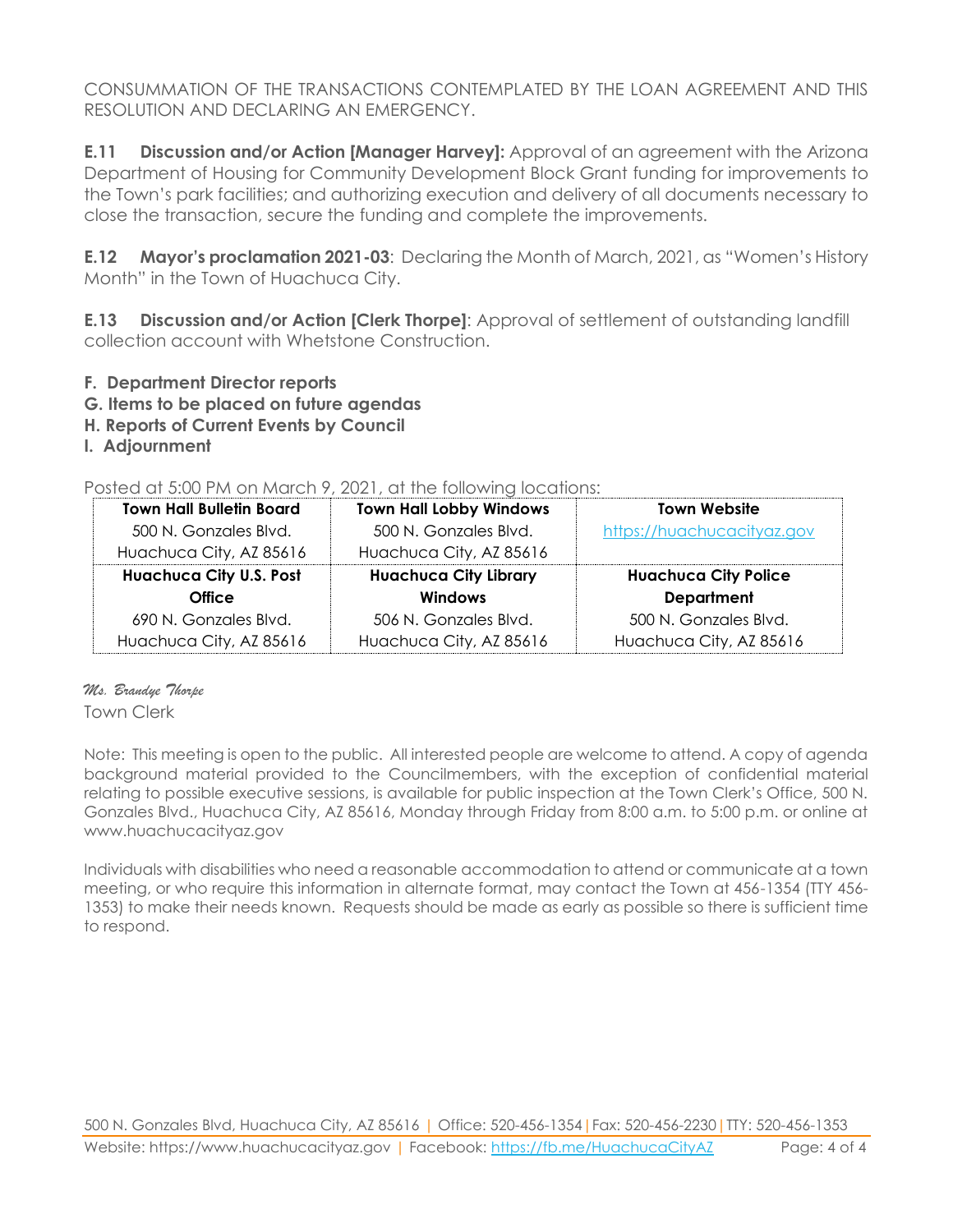CONSUMMATION OF THE TRANSACTIONS CONTEMPLATED BY THE LOAN AGREEMENT AND THIS RESOLUTION AND DECLARING AN EMERGENCY.

**E.11 Discussion and/or Action [Manager Harvey]:** Approval of an agreement with the Arizona Department of Housing for Community Development Block Grant funding for improvements to the Town's park facilities; and authorizing execution and delivery of all documents necessary to close the transaction, secure the funding and complete the improvements.

**E.12 Mayor's proclamation 2021-03**: Declaring the Month of March, 2021, as "Women's History Month" in the Town of Huachuca City.

**E.13 Discussion and/or Action [Clerk Thorpe]**: Approval of settlement of outstanding landfill collection account with Whetstone Construction.

**F. Department Director reports**
**G. Items to be placed on future agendas**
**H. Reports of Current Events by Council**
**I. Adjournment**

Posted at 5:00 PM on March 9, 2021, at the following locations:

| | | |
|---|---|---|
| **Town Hall Bulletin Board**<br>500 N. Gonzales Blvd.<br>Huachuca City, AZ 85616 | **Town Hall Lobby Windows**<br>500 N. Gonzales Blvd.<br>Huachuca City, AZ 85616 | **Town Website**<br>https://huachucacityaz.gov |
| **Huachuca City U.S. Post Office**<br>690 N. Gonzales Blvd.<br>Huachuca City, AZ 85616 | **Huachuca City Library Windows**<br>506 N. Gonzales Blvd.<br>Huachuca City, AZ 85616 | **Huachuca City Police Department**<br>500 N. Gonzales Blvd.<br>Huachuca City, AZ 85616 |

*Ms. Brandye Thorpe*
Town Clerk

Note: This meeting is open to the public. All interested people are welcome to attend. A copy of agenda background material provided to the Councilmembers, with the exception of confidential material relating to possible executive sessions, is available for public inspection at the Town Clerk's Office, 500 N. Gonzales Blvd., Huachuca City, AZ 85616, Monday through Friday from 8:00 a.m. to 5:00 p.m. or online at www.huachucacityaz.gov

Individuals with disabilities who need a reasonable accommodation to attend or communicate at a town meeting, or who require this information in alternate format, may contact the Town at 456-1354 (TTY 456-1353) to make their needs known. Requests should be made as early as possible so there is sufficient time to respond.